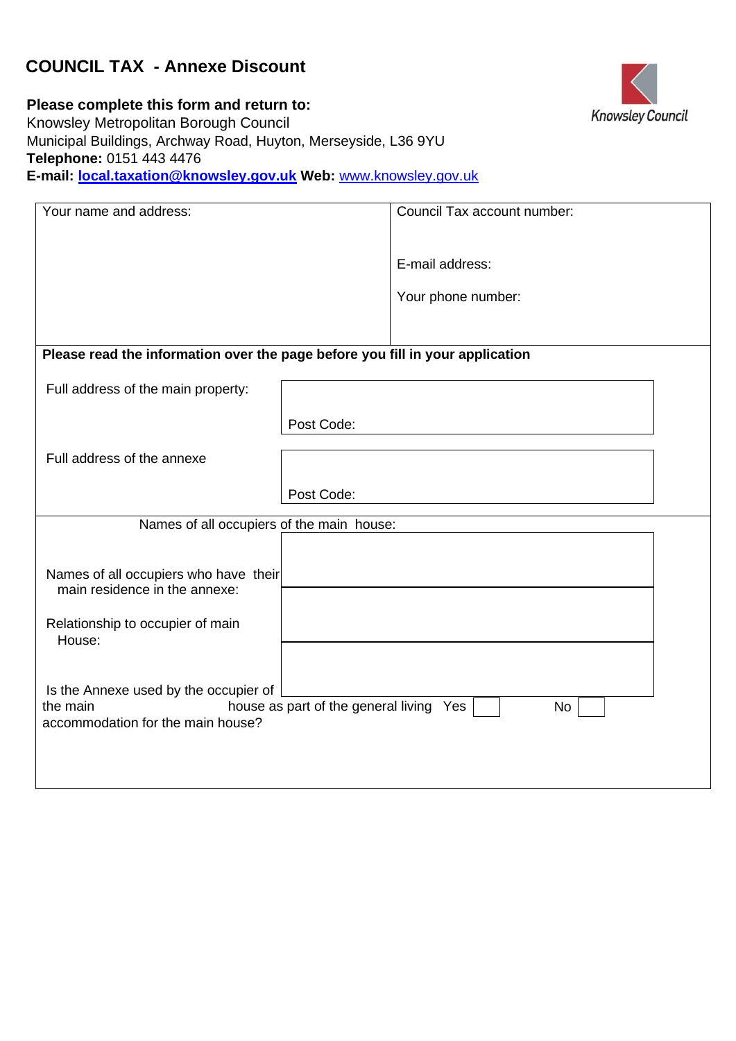# COUNCIL TAX - Annexe Discount

**Please complete this form and return to:**
Knowsley Metropolitan Borough Council
Municipal Buildings, Archway Road, Huyton, Merseyside, L36 9YU
**Telephone:** 0151 443 4476
**E-mail:** **local.taxation@knowsley.gov.uk** **Web:** www.knowsley.gov.uk

Knowsley Council

| Your name and address: | Council Tax account number:<br><br>E-mail address:<br><br>Your phone number: |
|---|---|

**Please read the information over the page before you fill in your application**

| | |
|---|---|
| Full address of the main property: | Post Code: |
| Full address of the annexe | Post Code: |
| Names of all occupiers of the main house: | |
| Names of all occupiers who have their main residence in the annexe: | |
| Relationship to occupier of main House: | |

Is the Annexe used by the occupier of the main house as part of the general living accommodation for the main house? Yes ☐ No ☐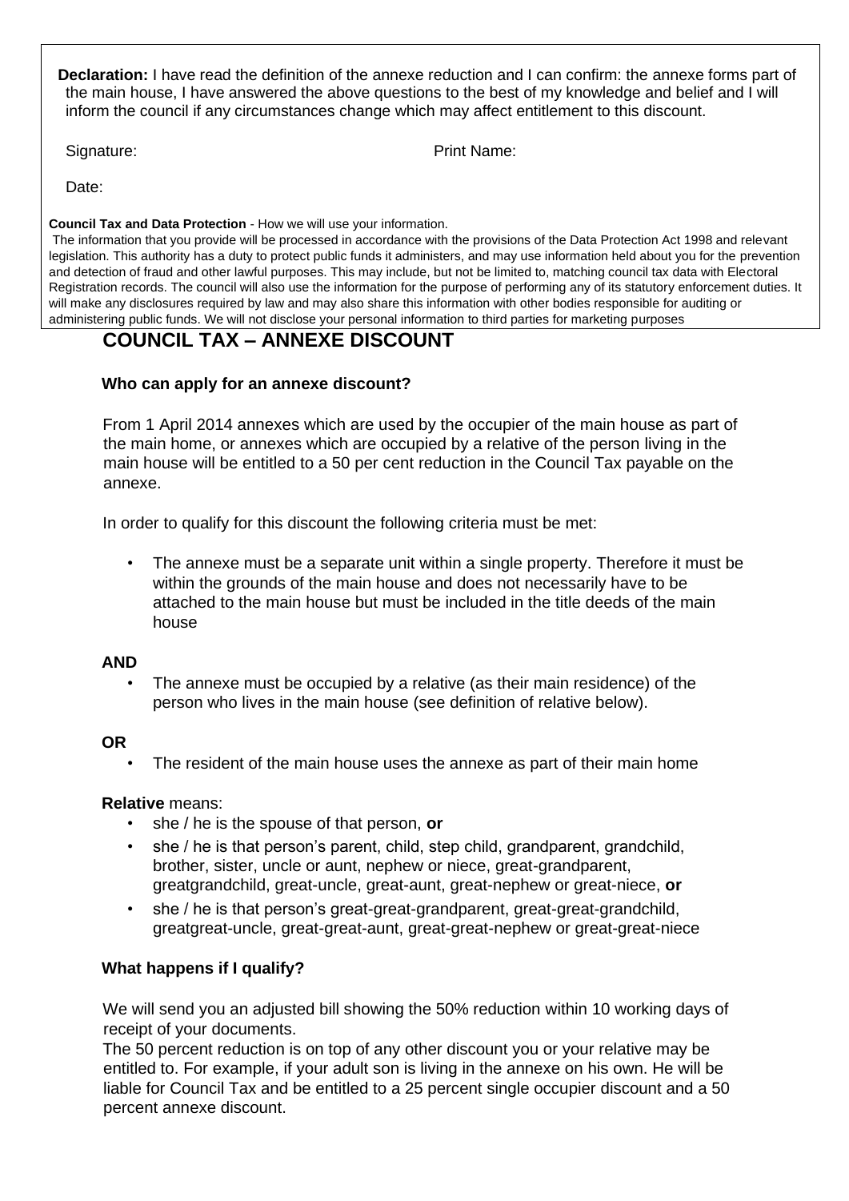**Declaration:** I have read the definition of the annexe reduction and I can confirm: the annexe forms part of the main house, I have answered the above questions to the best of my knowledge and belief and I will inform the council if any circumstances change which may affect entitlement to this discount.

Signature: Print Name:

Date:

**Council Tax and Data Protection** - How we will use your information.

The information that you provide will be processed in accordance with the provisions of the Data Protection Act 1998 and relevant legislation. This authority has a duty to protect public funds it administers, and may use information held about you for the prevention and detection of fraud and other lawful purposes. This may include, but not be limited to, matching council tax data with Electoral Registration records. The council will also use the information for the purpose of performing any of its statutory enforcement duties. It will make any disclosures required by law and may also share this information with other bodies responsible for auditing or administering public funds. We will not disclose your personal information to third parties for marketing purposes

# COUNCIL TAX – ANNEXE DISCOUNT

### Who can apply for an annexe discount?

From 1 April 2014 annexes which are used by the occupier of the main house as part of the main home, or annexes which are occupied by a relative of the person living in the main house will be entitled to a 50 per cent reduction in the Council Tax payable on the annexe.

In order to qualify for this discount the following criteria must be met:

- The annexe must be a separate unit within a single property. Therefore it must be within the grounds of the main house and does not necessarily have to be attached to the main house but must be included in the title deeds of the main house

**AND**

- The annexe must be occupied by a relative (as their main residence) of the person who lives in the main house (see definition of relative below).

**OR**

- The resident of the main house uses the annexe as part of their main home

**Relative** means:

- she / he is the spouse of that person, **or**
- she / he is that person's parent, child, step child, grandparent, grandchild, brother, sister, uncle or aunt, nephew or niece, great-grandparent, greatgrandchild, great-uncle, great-aunt, great-nephew or great-niece, **or**
- she / he is that person's great-great-grandparent, great-great-grandchild, greatgreat-uncle, great-great-aunt, great-great-nephew or great-great-niece

### What happens if I qualify?

We will send you an adjusted bill showing the 50% reduction within 10 working days of receipt of your documents.

The 50 percent reduction is on top of any other discount you or your relative may be entitled to. For example, if your adult son is living in the annexe on his own. He will be liable for Council Tax and be entitled to a 25 percent single occupier discount and a 50 percent annexe discount.